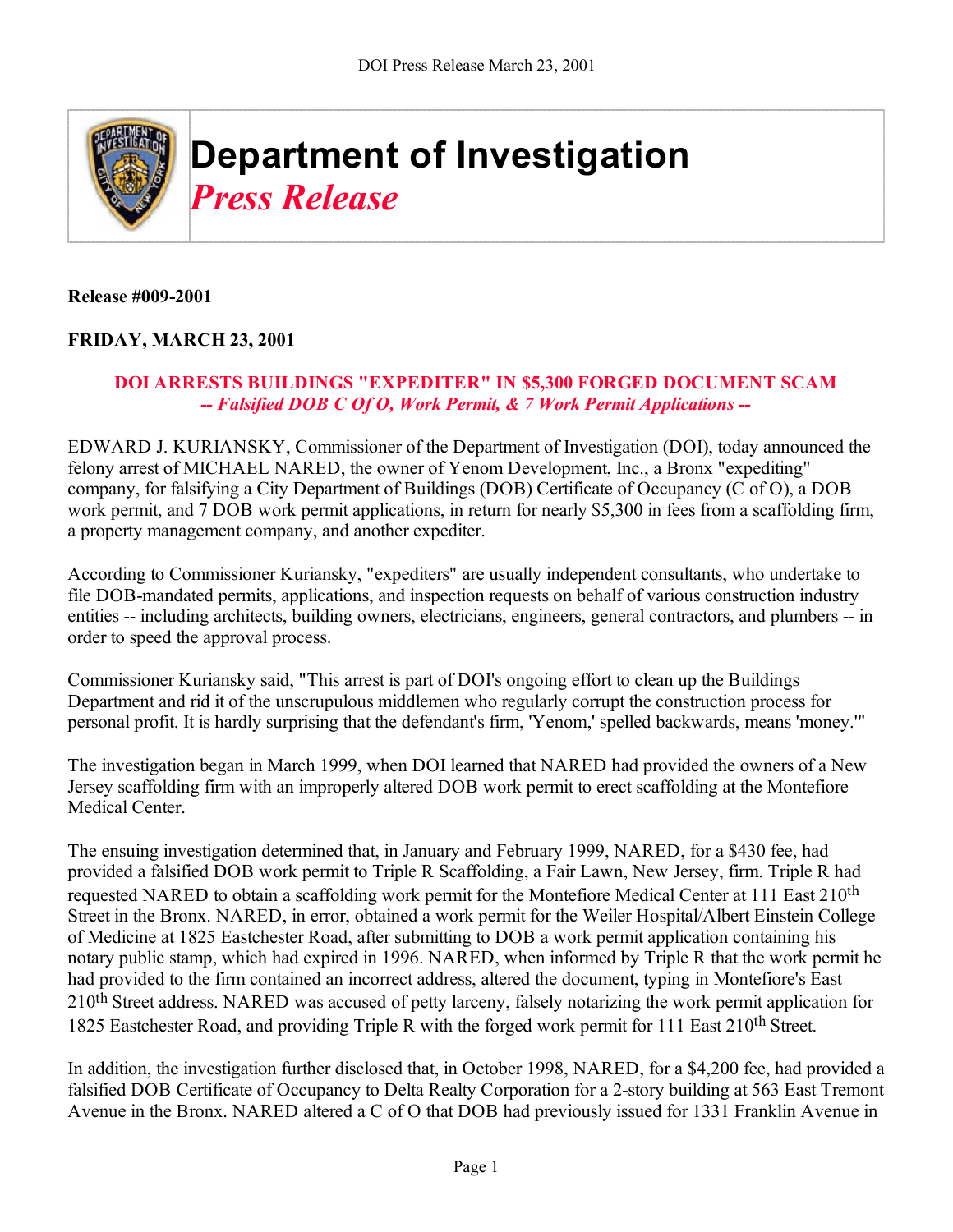# Department of Investigation

## *Press Release*

**Release #009-2001**

**FRIDAY, MARCH 23, 2001**

**DOI ARRESTS BUILDINGS "EXPEDITER" IN $5,300 FORGED DOCUMENT SCAM**
***-- Falsified DOB C Of O, Work Permit, & 7 Work Permit Applications --***

EDWARD J. KURIANSKY, Commissioner of the Department of Investigation (DOI), today announced the felony arrest of MICHAEL NARED, the owner of Yenom Development, Inc., a Bronx "expediting" company, for falsifying a City Department of Buildings (DOB) Certificate of Occupancy (C of O), a DOB work permit, and 7 DOB work permit applications, in return for nearly $5,300 in fees from a scaffolding firm, a property management company, and another expediter.

According to Commissioner Kuriansky, "expediters" are usually independent consultants, who undertake to file DOB-mandated permits, applications, and inspection requests on behalf of various construction industry entities -- including architects, building owners, electricians, engineers, general contractors, and plumbers -- in order to speed the approval process.

Commissioner Kuriansky said, "This arrest is part of DOI's ongoing effort to clean up the Buildings Department and rid it of the unscrupulous middlemen who regularly corrupt the construction process for personal profit. It is hardly surprising that the defendant's firm, 'Yenom,' spelled backwards, means 'money.'"

The investigation began in March 1999, when DOI learned that NARED had provided the owners of a New Jersey scaffolding firm with an improperly altered DOB work permit to erect scaffolding at the Montefiore Medical Center.

The ensuing investigation determined that, in January and February 1999, NARED, for a $430 fee, had provided a falsified DOB work permit to Triple R Scaffolding, a Fair Lawn, New Jersey, firm. Triple R had requested NARED to obtain a scaffolding work permit for the Montefiore Medical Center at 111 East 210th Street in the Bronx. NARED, in error, obtained a work permit for the Weiler Hospital/Albert Einstein College of Medicine at 1825 Eastchester Road, after submitting to DOB a work permit application containing his notary public stamp, which had expired in 1996. NARED, when informed by Triple R that the work permit he had provided to the firm contained an incorrect address, altered the document, typing in Montefiore's East 210th Street address. NARED was accused of petty larceny, falsely notarizing the work permit application for 1825 Eastchester Road, and providing Triple R with the forged work permit for 111 East 210th Street.

In addition, the investigation further disclosed that, in October 1998, NARED, for a $4,200 fee, had provided a falsified DOB Certificate of Occupancy to Delta Realty Corporation for a 2-story building at 563 East Tremont Avenue in the Bronx. NARED altered a C of O that DOB had previously issued for 1331 Franklin Avenue in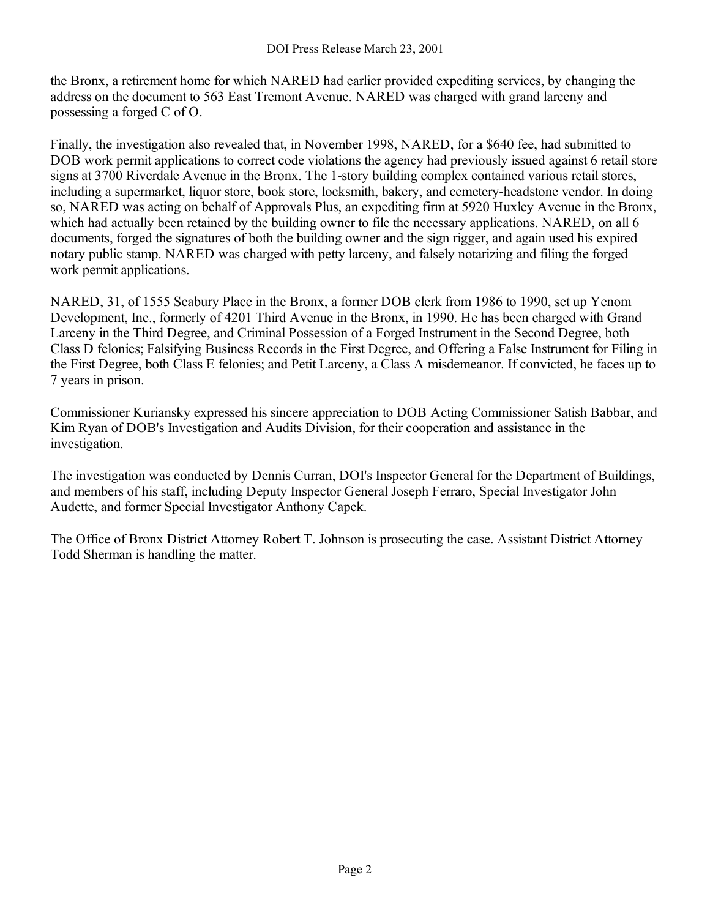the Bronx, a retirement home for which NARED had earlier provided expediting services, by changing the address on the document to 563 East Tremont Avenue. NARED was charged with grand larceny and possessing a forged C of O.

Finally, the investigation also revealed that, in November 1998, NARED, for a $640 fee, had submitted to DOB work permit applications to correct code violations the agency had previously issued against 6 retail store signs at 3700 Riverdale Avenue in the Bronx. The 1-story building complex contained various retail stores, including a supermarket, liquor store, book store, locksmith, bakery, and cemetery-headstone vendor. In doing so, NARED was acting on behalf of Approvals Plus, an expediting firm at 5920 Huxley Avenue in the Bronx, which had actually been retained by the building owner to file the necessary applications. NARED, on all 6 documents, forged the signatures of both the building owner and the sign rigger, and again used his expired notary public stamp. NARED was charged with petty larceny, and falsely notarizing and filing the forged work permit applications.

NARED, 31, of 1555 Seabury Place in the Bronx, a former DOB clerk from 1986 to 1990, set up Yenom Development, Inc., formerly of 4201 Third Avenue in the Bronx, in 1990. He has been charged with Grand Larceny in the Third Degree, and Criminal Possession of a Forged Instrument in the Second Degree, both Class D felonies; Falsifying Business Records in the First Degree, and Offering a False Instrument for Filing in the First Degree, both Class E felonies; and Petit Larceny, a Class A misdemeanor. If convicted, he faces up to 7 years in prison.

Commissioner Kuriansky expressed his sincere appreciation to DOB Acting Commissioner Satish Babbar, and Kim Ryan of DOB's Investigation and Audits Division, for their cooperation and assistance in the investigation.

The investigation was conducted by Dennis Curran, DOI's Inspector General for the Department of Buildings, and members of his staff, including Deputy Inspector General Joseph Ferraro, Special Investigator John Audette, and former Special Investigator Anthony Capek.

The Office of Bronx District Attorney Robert T. Johnson is prosecuting the case. Assistant District Attorney Todd Sherman is handling the matter.